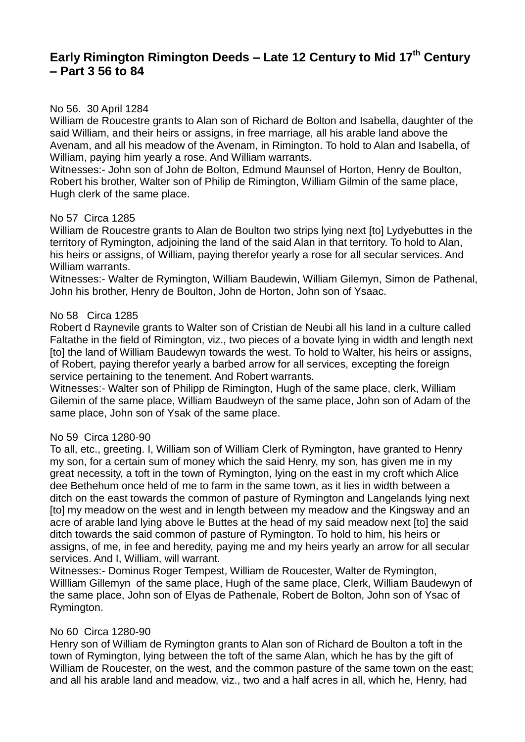# Early Rimington Rimington Deeds – Late 12 Century to Mid 17th Century – Part 3 56 to 84

No 56. 30 April 1284

William de Roucestre grants to Alan son of Richard de Bolton and Isabella, daughter of the said William, and their heirs or assigns, in free marriage, all his arable land above the Avenam, and all his meadow of the Avenam, in Rimington. To hold to Alan and Isabella, of William, paying him yearly a rose. And William warrants.

Witnesses:- John son of John de Bolton, Edmund Maunsel of Horton, Henry de Boulton, Robert his brother, Walter son of Philip de Rimington, William Gilmin of the same place, Hugh clerk of the same place.

No 57 Circa 1285

William de Roucestre grants to Alan de Boulton two strips lying next [to] Lydyebuttes in the territory of Rymington, adjoining the land of the said Alan in that territory. To hold to Alan, his heirs or assigns, of William, paying therefor yearly a rose for all secular services. And William warrants.

Witnesses:- Walter de Rymington, William Baudewin, William Gilemyn, Simon de Pathenal, John his brother, Henry de Boulton, John de Horton, John son of Ysaac.

No 58 Circa 1285

Robert d Raynevile grants to Walter son of Cristian de Neubi all his land in a culture called Faltathe in the field of Rimington, viz., two pieces of a bovate lying in width and length next [to] the land of William Baudewyn towards the west. To hold to Walter, his heirs or assigns, of Robert, paying therefor yearly a barbed arrow for all services, excepting the foreign service pertaining to the tenement. And Robert warrants.

Witnesses:- Walter son of Philipp de Rimington, Hugh of the same place, clerk, William Gilemin of the same place, William Baudweyn of the same place, John son of Adam of the same place, John son of Ysak of the same place.

No 59 Circa 1280-90

To all, etc., greeting. I, William son of William Clerk of Rymington, have granted to Henry my son, for a certain sum of money which the said Henry, my son, has given me in my great necessity, a toft in the town of Rymington, lying on the east in my croft which Alice dee Bethehum once held of me to farm in the same town, as it lies in width between a ditch on the east towards the common of pasture of Rymington and Langelands lying next [to] my meadow on the west and in length between my meadow and the Kingsway and an acre of arable land lying above le Buttes at the head of my said meadow next [to] the said ditch towards the said common of pasture of Rymington. To hold to him, his heirs or assigns, of me, in fee and heredity, paying me and my heirs yearly an arrow for all secular services. And I, William, will warrant.

Witnesses:- Dominus Roger Tempest, William de Roucester, Walter de Rymington, Willliam Gillemyn of the same place, Hugh of the same place, Clerk, William Baudewyn of the same place, John son of Elyas de Pathenale, Robert de Bolton, John son of Ysac of Rymington.

No 60 Circa 1280-90

Henry son of William de Rymington grants to Alan son of Richard de Boulton a toft in the town of Rymington, lying between the toft of the same Alan, which he has by the gift of William de Roucester, on the west, and the common pasture of the same town on the east; and all his arable land and meadow, viz., two and a half acres in all, which he, Henry, had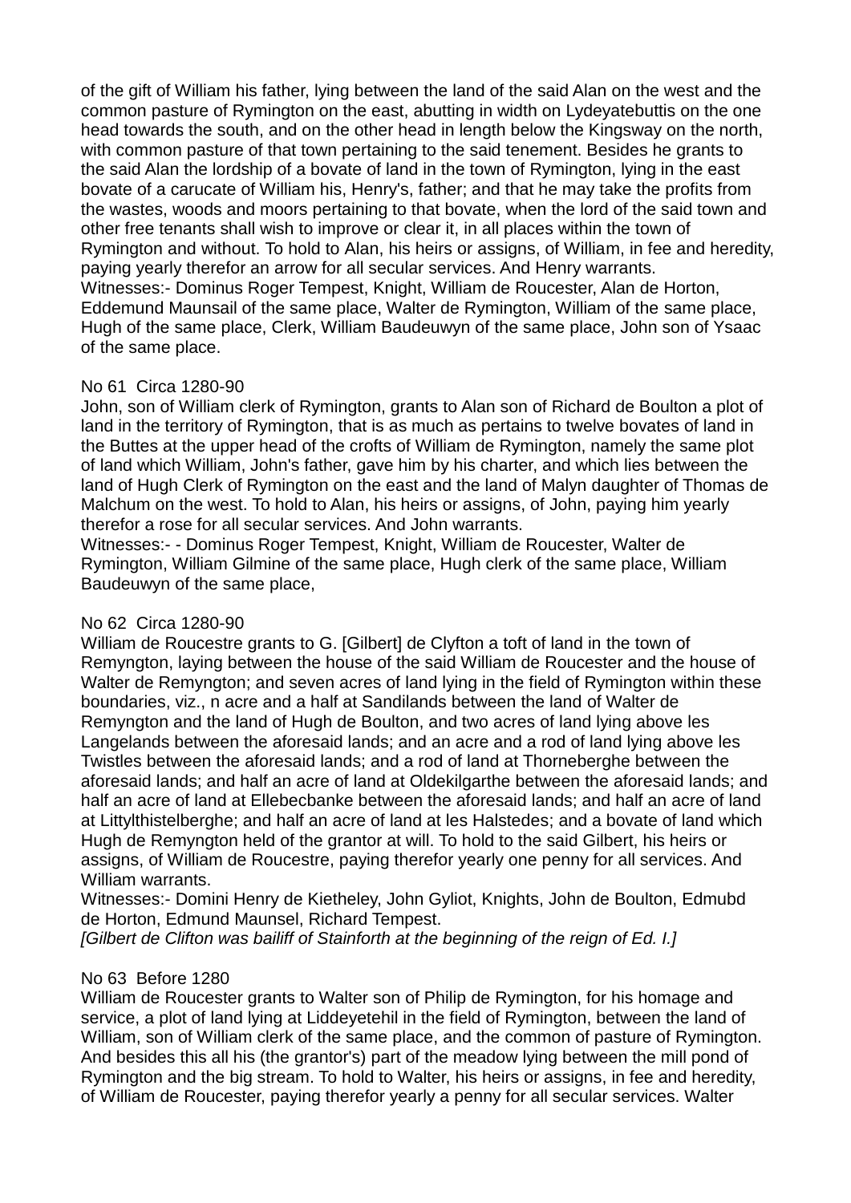of the gift of William his father, lying between the land of the said Alan on the west and the common pasture of Rymington on the east, abutting in width on Lydeyatebuttis on the one head towards the south, and on the other head in length below the Kingsway on the north, with common pasture of that town pertaining to the said tenement. Besides he grants to the said Alan the lordship of a bovate of land in the town of Rymington, lying in the east bovate of a carucate of William his, Henry's, father; and that he may take the profits from the wastes, woods and moors pertaining to that bovate, when the lord of the said town and other free tenants shall wish to improve or clear it, in all places within the town of Rymington and without. To hold to Alan, his heirs or assigns, of William, in fee and heredity, paying yearly therefor an arrow for all secular services. And Henry warrants.
Witnesses:- Dominus Roger Tempest, Knight, William de Roucester, Alan de Horton, Eddemund Maunsail of the same place, Walter de Rymington, William of the same place, Hugh of the same place, Clerk, William Baudeuwyn of the same place, John son of Ysaac of the same place.

No 61 Circa 1280-90
John, son of William clerk of Rymington, grants to Alan son of Richard de Boulton a plot of land in the territory of Rymington, that is as much as pertains to twelve bovates of land in the Buttes at the upper head of the crofts of William de Rymington, namely the same plot of land which William, John's father, gave him by his charter, and which lies between the land of Hugh Clerk of Rymington on the east and the land of Malyn daughter of Thomas de Malchum on the west. To hold to Alan, his heirs or assigns, of John, paying him yearly therefor a rose for all secular services. And John warrants.
Witnesses:- - Dominus Roger Tempest, Knight, William de Roucester, Walter de Rymington, William Gilmine of the same place, Hugh clerk of the same place, William Baudeuwyn of the same place,

No 62 Circa 1280-90
William de Roucestre grants to G. [Gilbert] de Clyfton a toft of land in the town of Remyngton, laying between the house of the said William de Roucester and the house of Walter de Remyngton; and seven acres of land lying in the field of Rymington within these boundaries, viz., n acre and a half at Sandilands between the land of Walter de Remyngton and the land of Hugh de Boulton, and two acres of land lying above les Langelands between the aforesaid lands; and an acre and a rod of land lying above les Twistles between the aforesaid lands; and a rod of land at Thorneberghe between the aforesaid lands; and half an acre of land at Oldekilgarthe between the aforesaid lands; and half an acre of land at Ellebecbanke between the aforesaid lands; and half an acre of land at Littylthistelberghe; and half an acre of land at les Halstedes; and a bovate of land which Hugh de Remyngton held of the grantor at will. To hold to the said Gilbert, his heirs or assigns, of William de Roucestre, paying therefor yearly one penny for all services. And William warrants.
Witnesses:- Domini Henry de Kietheley, John Gyliot, Knights, John de Boulton, Edmubd de Horton, Edmund Maunsel, Richard Tempest.
*[Gilbert de Clifton was bailiff of Stainforth at the beginning of the reign of Ed. I.]*

No 63 Before 1280
William de Roucester grants to Walter son of Philip de Rymington, for his homage and service, a plot of land lying at Liddeyetehil in the field of Rymington, between the land of William, son of William clerk of the same place, and the common of pasture of Rymington. And besides this all his (the grantor's) part of the meadow lying between the mill pond of Rymington and the big stream. To hold to Walter, his heirs or assigns, in fee and heredity, of William de Roucester, paying therefor yearly a penny for all secular services. Walter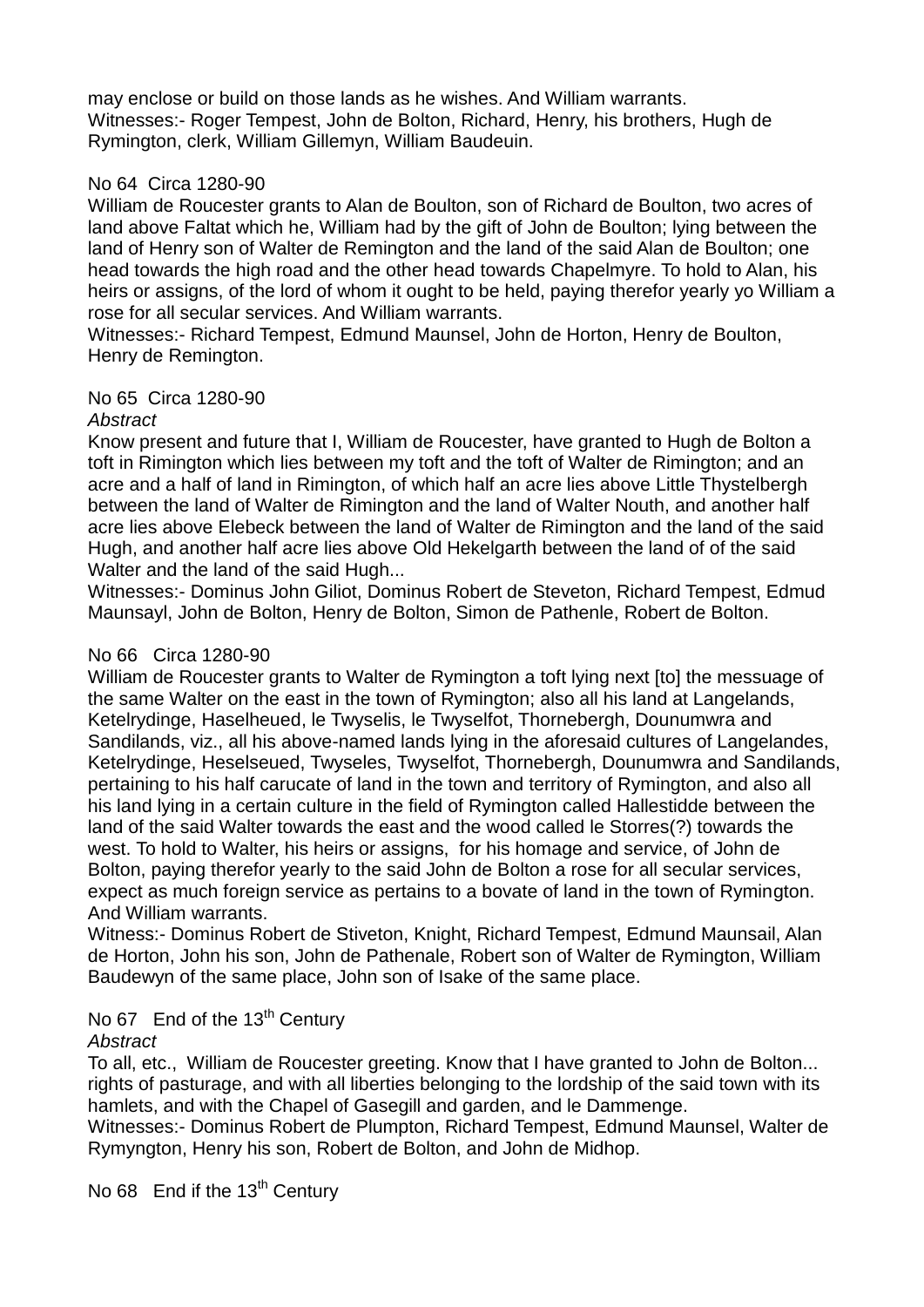may enclose or build on those lands as he wishes. And William warrants.
Witnesses:- Roger Tempest, John de Bolton, Richard, Henry, his brothers, Hugh de Rymington, clerk, William Gillemyn, William Baudeuin.

No 64 Circa 1280-90
William de Roucester grants to Alan de Boulton, son of Richard de Boulton, two acres of land above Faltat which he, William had by the gift of John de Boulton; lying between the land of Henry son of Walter de Remington and the land of the said Alan de Boulton; one head towards the high road and the other head towards Chapelmyre. To hold to Alan, his heirs or assigns, of the lord of whom it ought to be held, paying therefor yearly yo William a rose for all secular services. And William warrants.
Witnesses:- Richard Tempest, Edmund Maunsel, John de Horton, Henry de Boulton, Henry de Remington.

No 65 Circa 1280-90
*Abstract*
Know present and future that I, William de Roucester, have granted to Hugh de Bolton a toft in Rimington which lies between my toft and the toft of Walter de Rimington; and an acre and a half of land in Rimington, of which half an acre lies above Little Thystelbergh between the land of Walter de Rimington and the land of Walter Nouth, and another half acre lies above Elebeck between the land of Walter de Rimington and the land of the said Hugh, and another half acre lies above Old Hekelgarth between the land of of the said Walter and the land of the said Hugh...
Witnesses:- Dominus John Giliot, Dominus Robert de Steveton, Richard Tempest, Edmud Maunsayl, John de Bolton, Henry de Bolton, Simon de Pathenle, Robert de Bolton.

No 66 Circa 1280-90
William de Roucester grants to Walter de Rymington a toft lying next [to] the messuage of the same Walter on the east in the town of Rymington; also all his land at Langelands, Ketelrydinge, Haselheued, le Twyselis, le Twyselfot, Thornebergh, Dounumwra and Sandilands, viz., all his above-named lands lying in the aforesaid cultures of Langelandes, Ketelrydinge, Heselseued, Twyseles, Twyselfot, Thornebergh, Dounumwra and Sandilands, pertaining to his half carucate of land in the town and territory of Rymington, and also all his land lying in a certain culture in the field of Rymington called Hallestidde between the land of the said Walter towards the east and the wood called le Storres(?) towards the west. To hold to Walter, his heirs or assigns, for his homage and service, of John de Bolton, paying therefor yearly to the said John de Bolton a rose for all secular services, expect as much foreign service as pertains to a bovate of land in the town of Rymington. And William warrants.
Witness:- Dominus Robert de Stiveton, Knight, Richard Tempest, Edmund Maunsail, Alan de Horton, John his son, John de Pathenale, Robert son of Walter de Rymington, William Baudewyn of the same place, John son of Isake of the same place.

No 67 End of the 13th Century
*Abstract*
To all, etc., William de Roucester greeting. Know that I have granted to John de Bolton... rights of pasturage, and with all liberties belonging to the lordship of the said town with its hamlets, and with the Chapel of Gasegill and garden, and le Dammenge.
Witnesses:- Dominus Robert de Plumpton, Richard Tempest, Edmund Maunsel, Walter de Rymyngton, Henry his son, Robert de Bolton, and John de Midhop.

No 68 End if the 13th Century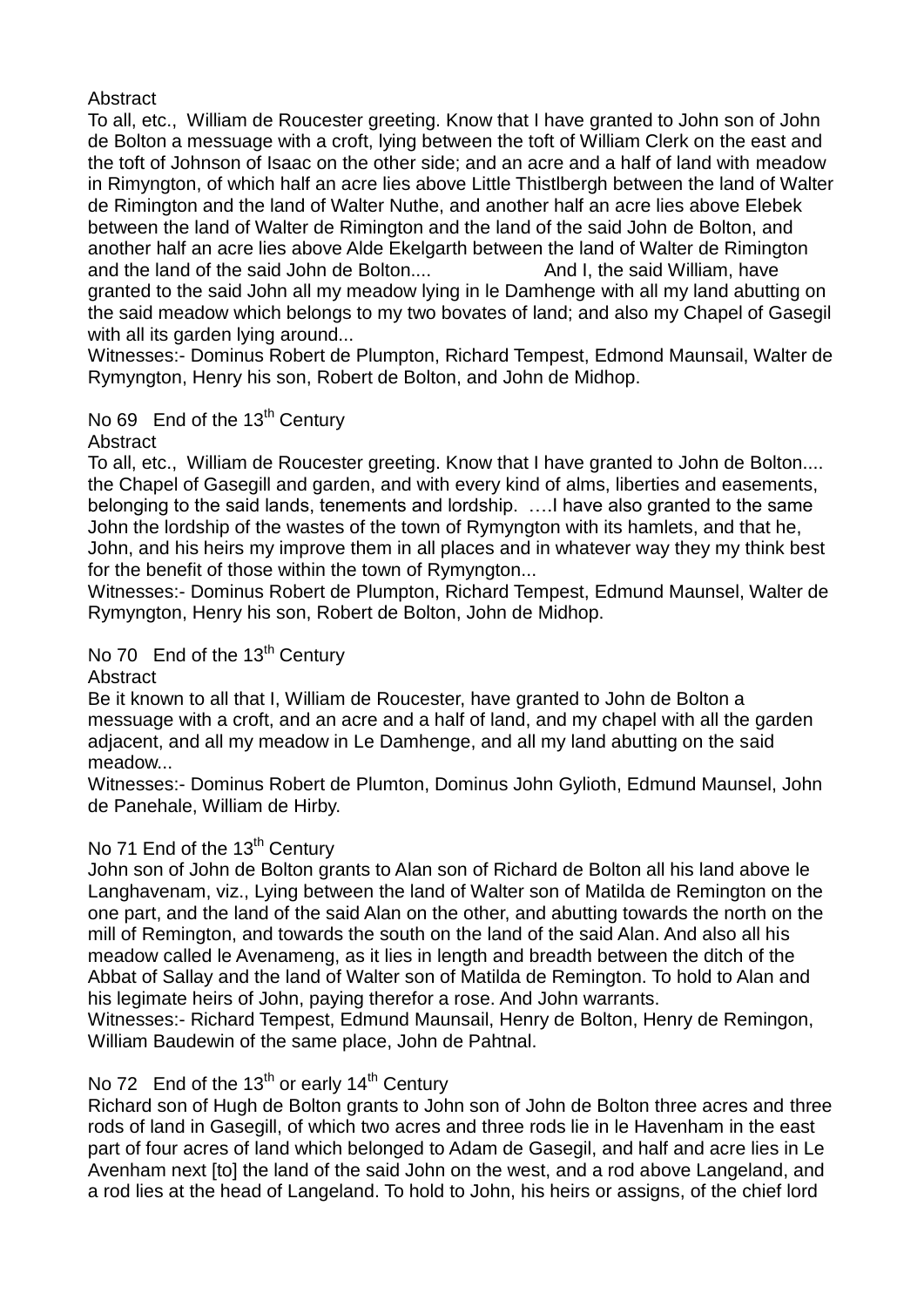Abstract

To all, etc., William de Roucester greeting. Know that I have granted to John son of John de Bolton a messuage with a croft, lying between the toft of William Clerk on the east and the toft of Johnson of Isaac on the other side; and an acre and a half of land with meadow in Rimyngton, of which half an acre lies above Little Thistlbergh between the land of Walter de Rimington and the land of Walter Nuthe, and another half an acre lies above Elebek between the land of Walter de Rimington and the land of the said John de Bolton, and another half an acre lies above Alde Ekelgarth between the land of Walter de Rimington and the land of the said John de Bolton.... And I, the said William, have granted to the said John all my meadow lying in le Damhenge with all my land abutting on the said meadow which belongs to my two bovates of land; and also my Chapel of Gasegil with all its garden lying around...

Witnesses:- Dominus Robert de Plumpton, Richard Tempest, Edmond Maunsail, Walter de Rymyngton, Henry his son, Robert de Bolton, and John de Midhop.

No 69 End of the 13th Century

Abstract

To all, etc., William de Roucester greeting. Know that I have granted to John de Bolton.... the Chapel of Gasegill and garden, and with every kind of alms, liberties and easements, belonging to the said lands, tenements and lordship. ….I have also granted to the same John the lordship of the wastes of the town of Rymyngton with its hamlets, and that he, John, and his heirs my improve them in all places and in whatever way they my think best for the benefit of those within the town of Rymyngton...

Witnesses:- Dominus Robert de Plumpton, Richard Tempest, Edmund Maunsel, Walter de Rymyngton, Henry his son, Robert de Bolton, John de Midhop.

No 70 End of the 13th Century

Abstract

Be it known to all that I, William de Roucester, have granted to John de Bolton a messuage with a croft, and an acre and a half of land, and my chapel with all the garden adjacent, and all my meadow in Le Damhenge, and all my land abutting on the said meadow...

Witnesses:- Dominus Robert de Plumton, Dominus John Gylioth, Edmund Maunsel, John de Panehale, William de Hirby.

No 71 End of the 13th Century

John son of John de Bolton grants to Alan son of Richard de Bolton all his land above le Langhavenam, viz., Lying between the land of Walter son of Matilda de Remington on the one part, and the land of the said Alan on the other, and abutting towards the north on the mill of Remington, and towards the south on the land of the said Alan. And also all his meadow called le Avenameng, as it lies in length and breadth between the ditch of the Abbat of Sallay and the land of Walter son of Matilda de Remington. To hold to Alan and his legimate heirs of John, paying therefor a rose. And John warrants.

Witnesses:- Richard Tempest, Edmund Maunsail, Henry de Bolton, Henry de Remingon, William Baudewin of the same place, John de Pahtnal.

No 72 End of the 13th or early 14th Century

Richard son of Hugh de Bolton grants to John son of John de Bolton three acres and three rods of land in Gasegill, of which two acres and three rods lie in le Havenham in the east part of four acres of land which belonged to Adam de Gasegil, and half and acre lies in Le Avenham next [to] the land of the said John on the west, and a rod above Langeland, and a rod lies at the head of Langeland. To hold to John, his heirs or assigns, of the chief lord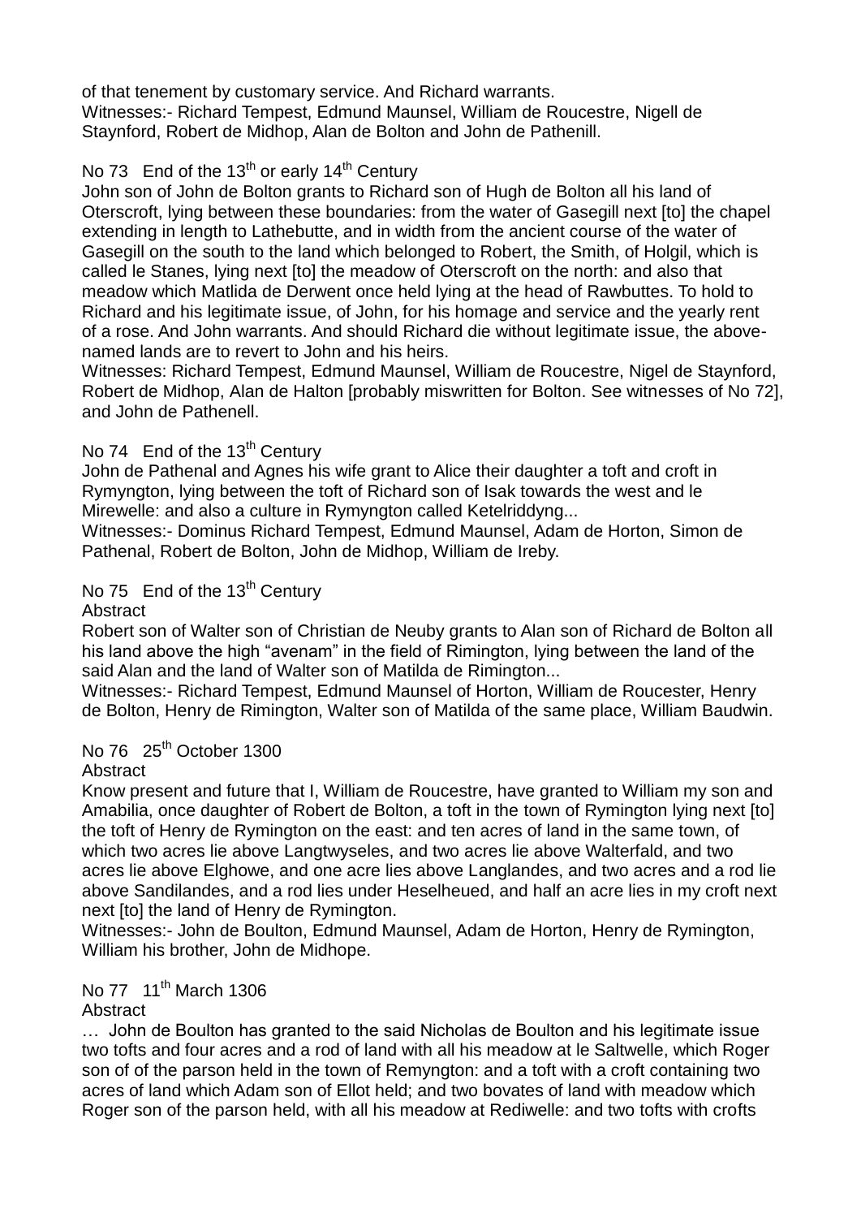of that tenement by customary service. And Richard warrants.
Witnesses:- Richard Tempest, Edmund Maunsel, William de Roucestre, Nigell de Staynford, Robert de Midhop, Alan de Bolton and John de Pathenill.

No 73 End of the 13th or early 14th Century

John son of John de Bolton grants to Richard son of Hugh de Bolton all his land of Oterscroft, lying between these boundaries: from the water of Gasegill next [to] the chapel extending in length to Lathebutte, and in width from the ancient course of the water of Gasegill on the south to the land which belonged to Robert, the Smith, of Holgil, which is called le Stanes, lying next [to] the meadow of Oterscroft on the north: and also that meadow which Matlida de Derwent once held lying at the head of Rawbuttes. To hold to Richard and his legitimate issue, of John, for his homage and service and the yearly rent of a rose. And John warrants. And should Richard die without legitimate issue, the above-named lands are to revert to John and his heirs.
Witnesses: Richard Tempest, Edmund Maunsel, William de Roucestre, Nigel de Staynford, Robert de Midhop, Alan de Halton [probably miswritten for Bolton. See witnesses of No 72], and John de Pathenell.

No 74 End of the 13th Century

John de Pathenal and Agnes his wife grant to Alice their daughter a toft and croft in Rymyngton, lying between the toft of Richard son of Isak towards the west and le Mirewelle: and also a culture in Rymyngton called Ketelriddyng...
Witnesses:- Dominus Richard Tempest, Edmund Maunsel, Adam de Horton, Simon de Pathenal, Robert de Bolton, John de Midhop, William de Ireby.

No 75 End of the 13th Century

Abstract

Robert son of Walter son of Christian de Neuby grants to Alan son of Richard de Bolton all his land above the high "avenam" in the field of Rimington, lying between the land of the said Alan and the land of Walter son of Matilda de Rimington...
Witnesses:- Richard Tempest, Edmund Maunsel of Horton, William de Roucester, Henry de Bolton, Henry de Rimington, Walter son of Matilda of the same place, William Baudwin.

No 76 25th October 1300

Abstract

Know present and future that I, William de Roucestre, have granted to William my son and Amabilia, once daughter of Robert de Bolton, a toft in the town of Rymington lying next [to] the toft of Henry de Rymington on the east: and ten acres of land in the same town, of which two acres lie above Langtwyseles, and two acres lie above Walterfald, and two acres lie above Elghowe, and one acre lies above Langlandes, and two acres and a rod lie above Sandilandes, and a rod lies under Heselheued, and half an acre lies in my croft next next [to] the land of Henry de Rymington.
Witnesses:- John de Boulton, Edmund Maunsel, Adam de Horton, Henry de Rymington, William his brother, John de Midhope.

No 77 11th March 1306

Abstract

… John de Boulton has granted to the said Nicholas de Boulton and his legitimate issue two tofts and four acres and a rod of land with all his meadow at le Saltwelle, which Roger son of of the parson held in the town of Remyngton: and a toft with a croft containing two acres of land which Adam son of Ellot held; and two bovates of land with meadow which Roger son of the parson held, with all his meadow at Rediwelle: and two tofts with crofts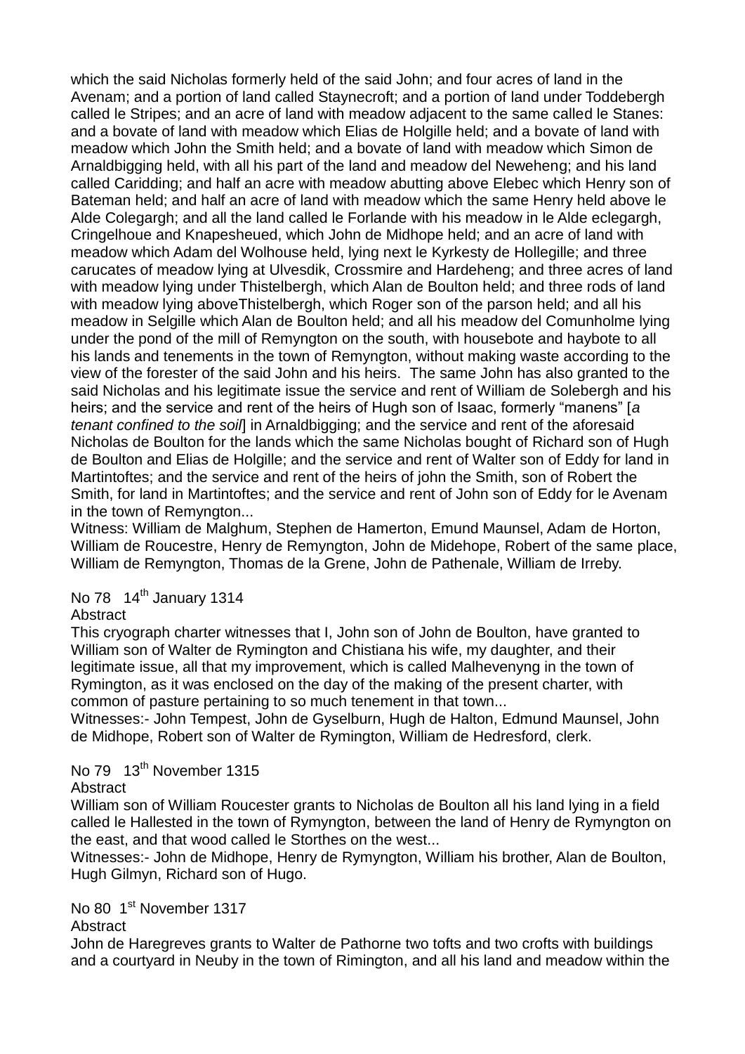which the said Nicholas formerly held of the said John; and four acres of land in the Avenam; and a portion of land called Staynecroft; and a portion of land under Toddebergh called le Stripes; and an acre of land with meadow adjacent to the same called le Stanes: and a bovate of land with meadow which Elias de Holgille held; and a bovate of land with meadow which John the Smith held; and a bovate of land with meadow which Simon de Arnaldbigging held, with all his part of the land and meadow del Neweheng; and his land called Caridding; and half an acre with meadow abutting above Elebec which Henry son of Bateman held; and half an acre of land with meadow which the same Henry held above le Alde Colegargh; and all the land called le Forlande with his meadow in le Alde eclegargh, Cringelhoue and Knapesheued, which John de Midhope held; and an acre of land with meadow which Adam del Wolhouse held, lying next le Kyrkesty de Hollegille; and three carucates of meadow lying at Ulvesdik, Crossmire and Hardeheng; and three acres of land with meadow lying under Thistelbergh, which Alan de Boulton held; and three rods of land with meadow lying aboveThistelbergh, which Roger son of the parson held; and all his meadow in Selgille which Alan de Boulton held; and all his meadow del Comunholme lying under the pond of the mill of Remyngton on the south, with housebote and haybote to all his lands and tenements in the town of Remyngton, without making waste according to the view of the forester of the said John and his heirs. The same John has also granted to the said Nicholas and his legitimate issue the service and rent of William de Solebergh and his heirs; and the service and rent of the heirs of Hugh son of Isaac, formerly "manens" [*a tenant confined to the soil*] in Arnaldbigging; and the service and rent of the aforesaid Nicholas de Boulton for the lands which the same Nicholas bought of Richard son of Hugh de Boulton and Elias de Holgille; and the service and rent of Walter son of Eddy for land in Martintoftes; and the service and rent of the heirs of john the Smith, son of Robert the Smith, for land in Martintoftes; and the service and rent of John son of Eddy for le Avenam in the town of Remyngton...

Witness: William de Malghum, Stephen de Hamerton, Emund Maunsel, Adam de Horton, William de Roucestre, Henry de Remyngton, John de Midehope, Robert of the same place, William de Remyngton, Thomas de la Grene, John de Pathenale, William de Irreby.

No 78 14th January 1314

Abstract

This cryograph charter witnesses that I, John son of John de Boulton, have granted to William son of Walter de Rymington and Chistiana his wife, my daughter, and their legitimate issue, all that my improvement, which is called Malhevenyng in the town of Rymington, as it was enclosed on the day of the making of the present charter, with common of pasture pertaining to so much tenement in that town...

Witnesses:- John Tempest, John de Gyselburn, Hugh de Halton, Edmund Maunsel, John de Midhope, Robert son of Walter de Rymington, William de Hedresford, clerk.

No 79 13th November 1315

Abstract

William son of William Roucester grants to Nicholas de Boulton all his land lying in a field called le Hallested in the town of Rymyngton, between the land of Henry de Rymyngton on the east, and that wood called le Storthes on the west...

Witnesses:- John de Midhope, Henry de Rymyngton, William his brother, Alan de Boulton, Hugh Gilmyn, Richard son of Hugo.

No 80 1st November 1317

Abstract

John de Haregreves grants to Walter de Pathorne two tofts and two crofts with buildings and a courtyard in Neuby in the town of Rimington, and all his land and meadow within the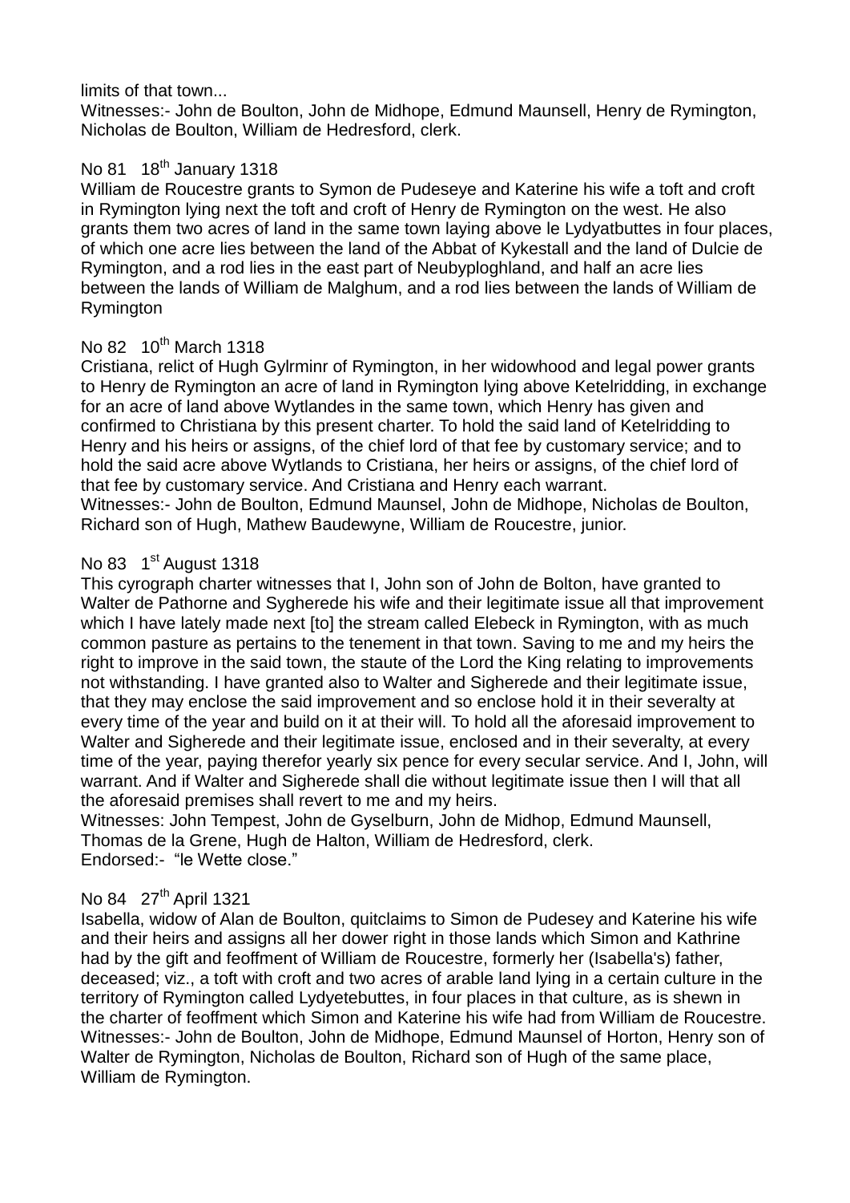limits of that town...
Witnesses:- John de Boulton, John de Midhope, Edmund Maunsell, Henry de Rymington, Nicholas de Boulton, William de Hedresford, clerk.

No 81 18th January 1318
William de Roucestre grants to Symon de Pudeseye and Katerine his wife a toft and croft in Rymington lying next the toft and croft of Henry de Rymington on the west. He also grants them two acres of land in the same town laying above le Lydyatbuttes in four places, of which one acre lies between the land of the Abbat of Kykestall and the land of Dulcie de Rymington, and a rod lies in the east part of Neubyploghland, and half an acre lies between the lands of William de Malghum, and a rod lies between the lands of William de Rymington

No 82 10th March 1318
Cristiana, relict of Hugh Gylrminr of Rymington, in her widowhood and legal power grants to Henry de Rymington an acre of land in Rymington lying above Ketelridding, in exchange for an acre of land above Wytlandes in the same town, which Henry has given and confirmed to Christiana by this present charter. To hold the said land of Ketelridding to Henry and his heirs or assigns, of the chief lord of that fee by customary service; and to hold the said acre above Wytlands to Cristiana, her heirs or assigns, of the chief lord of that fee by customary service. And Cristiana and Henry each warrant.
Witnesses:- John de Boulton, Edmund Maunsel, John de Midhope, Nicholas de Boulton, Richard son of Hugh, Mathew Baudewyne, William de Roucestre, junior.

No 83 1st August 1318
This cyrograph charter witnesses that I, John son of John de Bolton, have granted to Walter de Pathorne and Sygherede his wife and their legitimate issue all that improvement which I have lately made next [to] the stream called Elebeck in Rymington, with as much common pasture as pertains to the tenement in that town. Saving to me and my heirs the right to improve in the said town, the staute of the Lord the King relating to improvements not withstanding. I have granted also to Walter and Sigherede and their legitimate issue, that they may enclose the said improvement and so enclose hold it in their severalty at every time of the year and build on it at their will. To hold all the aforesaid improvement to Walter and Sigherede and their legitimate issue, enclosed and in their severalty, at every time of the year, paying therefor yearly six pence for every secular service. And I, John, will warrant. And if Walter and Sigherede shall die without legitimate issue then I will that all the aforesaid premises shall revert to me and my heirs.
Witnesses: John Tempest, John de Gyselburn, John de Midhop, Edmund Maunsell, Thomas de la Grene, Hugh de Halton, William de Hedresford, clerk.
Endorsed:- "le Wette close."

No 84 27th April 1321
Isabella, widow of Alan de Boulton, quitclaims to Simon de Pudesey and Katerine his wife and their heirs and assigns all her dower right in those lands which Simon and Kathrine had by the gift and feoffment of William de Roucestre, formerly her (Isabella's) father, deceased; viz., a toft with croft and two acres of arable land lying in a certain culture in the territory of Rymington called Lydyetebuttes, in four places in that culture, as is shewn in the charter of feoffment which Simon and Katerine his wife had from William de Roucestre.
Witnesses:- John de Boulton, John de Midhope, Edmund Maunsel of Horton, Henry son of Walter de Rymington, Nicholas de Boulton, Richard son of Hugh of the same place, William de Rymington.